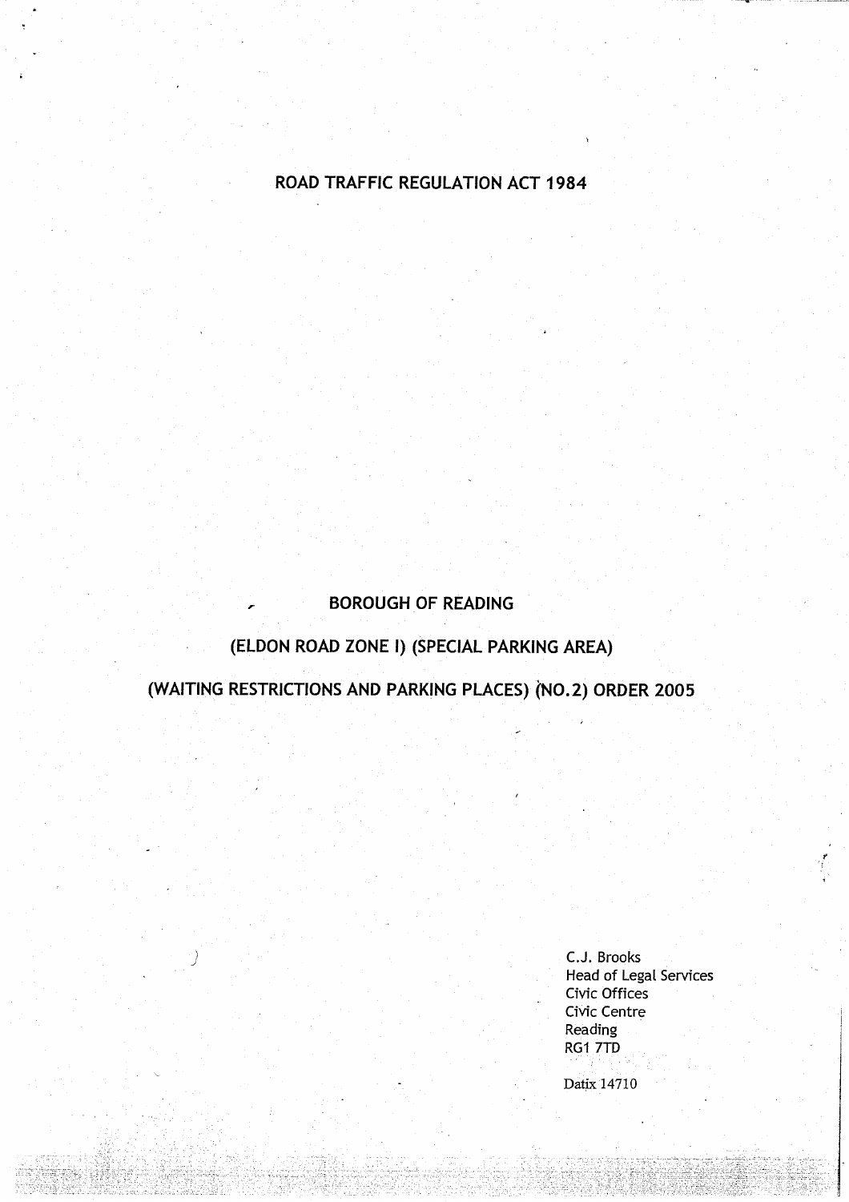# ROAD TRAFFIC REGULATION ACT 1984

## BOROUGH OF READING

## (ELDON ROAD ZONE I) (SPECIAL PARKING AREA)

## (WAITING RESTRICTIONS AND PARKING PLACES) (NO.2) ORDER 2005

C.J. Brooks
Head of Legal Services
Civic Offices
Civic Centre
Reading
RG1 7TD

Datix 14710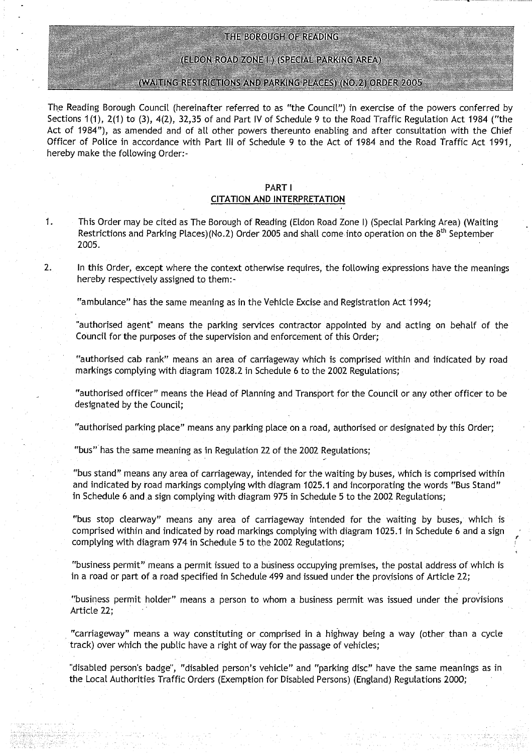# THE BOROUGH OF READING

## (ELDON ROAD ZONE I) (SPECIAL PARKING AREA)

## (WAITING RESTRICTIONS AND PARKING PLACES) (NO.2) ORDER 2005

The Reading Borough Council (hereinafter referred to as "the Council") in exercise of the powers conferred by Sections 1(1), 2(1) to (3), 4(2), 32,35 of and Part IV of Schedule 9 to the Road Traffic Regulation Act 1984 ("the Act of 1984"), as amended and of all other powers thereunto enabling and after consultation with the Chief Officer of Police in accordance with Part III of Schedule 9 to the Act of 1984 and the Road Traffic Act 1991, hereby make the following Order:-

### PART I
### CITATION AND INTERPRETATION

1. This Order may be cited as The Borough of Reading (Eldon Road Zone I) (Special Parking Area) (Waiting Restrictions and Parking Places)(No.2) Order 2005 and shall come into operation on the 8th September 2005.

2. In this Order, except where the context otherwise requires, the following expressions have the meanings hereby respectively assigned to them:-

"ambulance" has the same meaning as in the Vehicle Excise and Registration Act 1994;

"authorised agent" means the parking services contractor appointed by and acting on behalf of the Council for the purposes of the supervision and enforcement of this Order;

"authorised cab rank" means an area of carriageway which is comprised within and indicated by road markings complying with diagram 1028.2 in Schedule 6 to the 2002 Regulations;

"authorised officer" means the Head of Planning and Transport for the Council or any other officer to be designated by the Council;

"authorised parking place" means any parking place on a road, authorised or designated by this Order;

"bus" has the same meaning as in Regulation 22 of the 2002 Regulations;

"bus stand" means any area of carriageway, intended for the waiting by buses, which is comprised within and indicated by road markings complying with diagram 1025.1 and incorporating the words "Bus Stand" in Schedule 6 and a sign complying with diagram 975 in Schedule 5 to the 2002 Regulations;

"bus stop clearway" means any area of carriageway intended for the waiting by buses, which is comprised within and indicated by road markings complying with diagram 1025.1 in Schedule 6 and a sign complying with diagram 974 in Schedule 5 to the 2002 Regulations;

"business permit" means a permit issued to a business occupying premises, the postal address of which is in a road or part of a road specified in Schedule 499 and issued under the provisions of Article 22;

"business permit holder" means a person to whom a business permit was issued under the provisions Article 22;

"carriageway" means a way constituting or comprised in a highway being a way (other than a cycle track) over which the public have a right of way for the passage of vehicles;

"disabled person's badge", "disabled person's vehicle" and "parking disc" have the same meanings as in the Local Authorities Traffic Orders (Exemption for Disabled Persons) (England) Regulations 2000;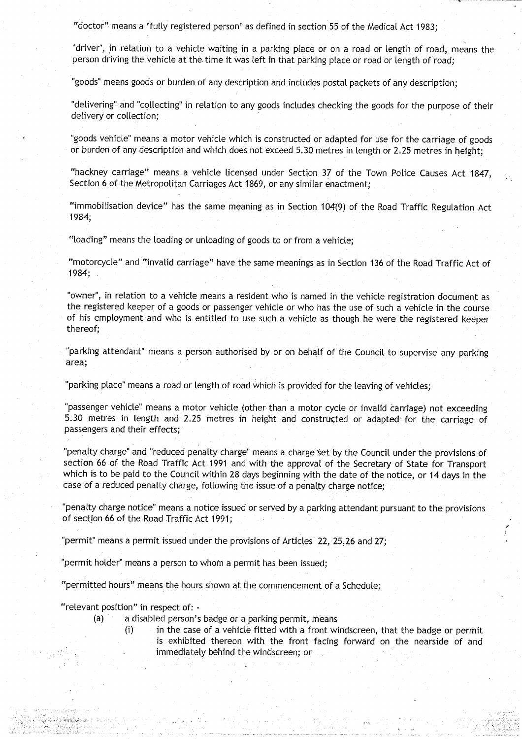"doctor" means a 'fully registered person' as defined in section 55 of the Medical Act 1983;

"driver", in relation to a vehicle waiting in a parking place or on a road or length of road, means the person driving the vehicle at the time it was left in that parking place or road or length of road;

"goods" means goods or burden of any description and includes postal packets of any description;

"delivering" and "collecting" in relation to any goods includes checking the goods for the purpose of their delivery or collection;

"goods vehicle" means a motor vehicle which is constructed or adapted for use for the carriage of goods or burden of any description and which does not exceed 5.30 metres in length or 2.25 metres in height;

"hackney carriage" means a vehicle licensed under Section 37 of the Town Police Causes Act 1847, Section 6 of the Metropolitan Carriages Act 1869, or any similar enactment;

"immobilisation device" has the same meaning as in Section 104(9) of the Road Traffic Regulation Act 1984;

"loading" means the loading or unloading of goods to or from a vehicle;

"motorcycle" and "invalid carriage" have the same meanings as in Section 136 of the Road Traffic Act of 1984;

"owner", in relation to a vehicle means a resident who is named in the vehicle registration document as the registered keeper of a goods or passenger vehicle or who has the use of such a vehicle in the course of his employment and who is entitled to use such a vehicle as though he were the registered keeper thereof;

"parking attendant" means a person authorised by or on behalf of the Council to supervise any parking area;

"parking place" means a road or length of road which is provided for the leaving of vehicles;

"passenger vehicle" means a motor vehicle (other than a motor cycle or invalid carriage) not exceeding 5.30 metres in length and 2.25 metres in height and constructed or adapted for the carriage of passengers and their effects;

"penalty charge" and "reduced penalty charge" means a charge set by the Council under the provisions of section 66 of the Road Traffic Act 1991 and with the approval of the Secretary of State for Transport which is to be paid to the Council within 28 days beginning with the date of the notice, or 14 days in the case of a reduced penalty charge, following the issue of a penalty charge notice;

"penalty charge notice" means a notice issued or served by a parking attendant pursuant to the provisions of section 66 of the Road Traffic Act 1991;

"permit" means a permit issued under the provisions of Articles 22, 25,26 and 27;

"permit holder" means a person to whom a permit has been issued;

"permitted hours" means the hours shown at the commencement of a Schedule;

"relevant position" in respect of: -

(a) a disabled person's badge or a parking permit, means

(i) in the case of a vehicle fitted with a front windscreen, that the badge or permit is exhibited thereon with the front facing forward on the nearside of and immediately behind the windscreen; or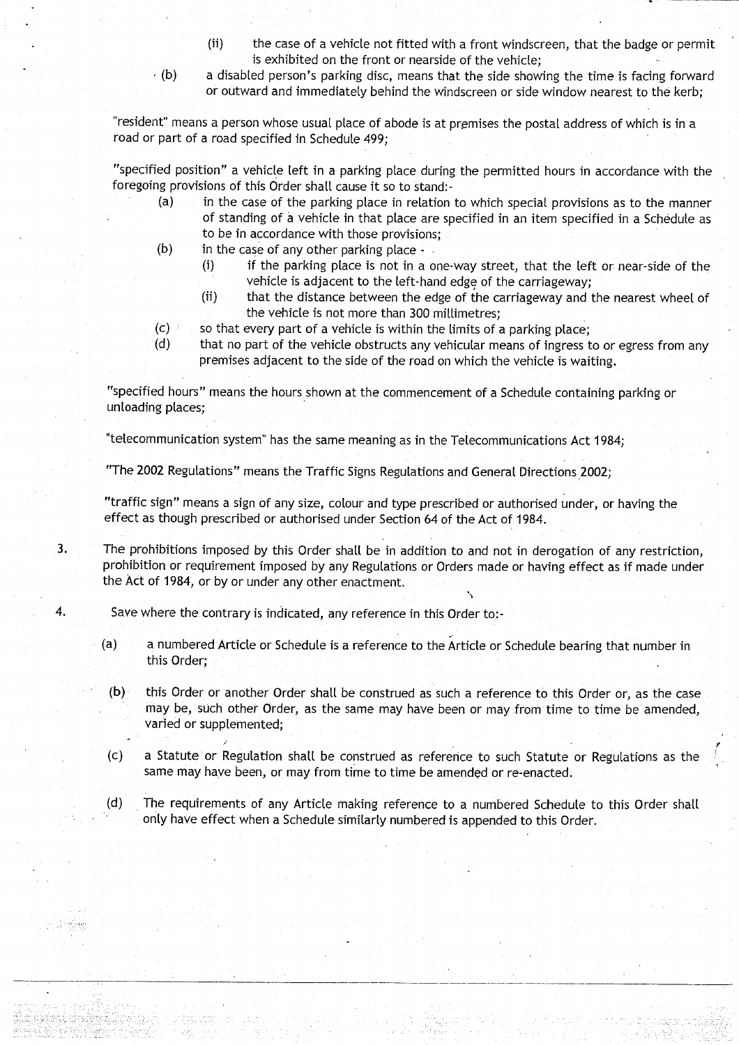(ii) the case of a vehicle not fitted with a front windscreen, that the badge or permit is exhibited on the front or nearside of the vehicle;

(b) a disabled person's parking disc, means that the side showing the time is facing forward or outward and immediately behind the windscreen or side window nearest to the kerb;

"resident" means a person whose usual place of abode is at premises the postal address of which is in a road or part of a road specified in Schedule 499;

"specified position" a vehicle left in a parking place during the permitted hours in accordance with the foregoing provisions of this Order shall cause it so to stand:-

(a) in the case of the parking place in relation to which special provisions as to the manner of standing of a vehicle in that place are specified in an item specified in a Schedule as to be in accordance with those provisions;

(b) in the case of any other parking place -

(i) if the parking place is not in a one-way street, that the left or near-side of the vehicle is adjacent to the left-hand edge of the carriageway;

(ii) that the distance between the edge of the carriageway and the nearest wheel of the vehicle is not more than 300 millimetres;

(c) so that every part of a vehicle is within the limits of a parking place;

(d) that no part of the vehicle obstructs any vehicular means of ingress to or egress from any premises adjacent to the side of the road on which the vehicle is waiting.

"specified hours" means the hours shown at the commencement of a Schedule containing parking or unloading places;

"telecommunication system" has the same meaning as in the Telecommunications Act 1984;

"The 2002 Regulations" means the Traffic Signs Regulations and General Directions 2002;

"traffic sign" means a sign of any size, colour and type prescribed or authorised under, or having the effect as though prescribed or authorised under Section 64 of the Act of 1984.

3. The prohibitions imposed by this Order shall be in addition to and not in derogation of any restriction, prohibition or requirement imposed by any Regulations or Orders made or having effect as if made under the Act of 1984, or by or under any other enactment.

4. Save where the contrary is indicated, any reference in this Order to:-

(a) a numbered Article or Schedule is a reference to the Article or Schedule bearing that number in this Order;

(b) this Order or another Order shall be construed as such a reference to this Order or, as the case may be, such other Order, as the same may have been or may from time to time be amended, varied or supplemented;

(c) a Statute or Regulation shall be construed as reference to such Statute or Regulations as the same may have been, or may from time to time be amended or re-enacted.

(d) The requirements of any Article making reference to a numbered Schedule to this Order shall only have effect when a Schedule similarly numbered is appended to this Order.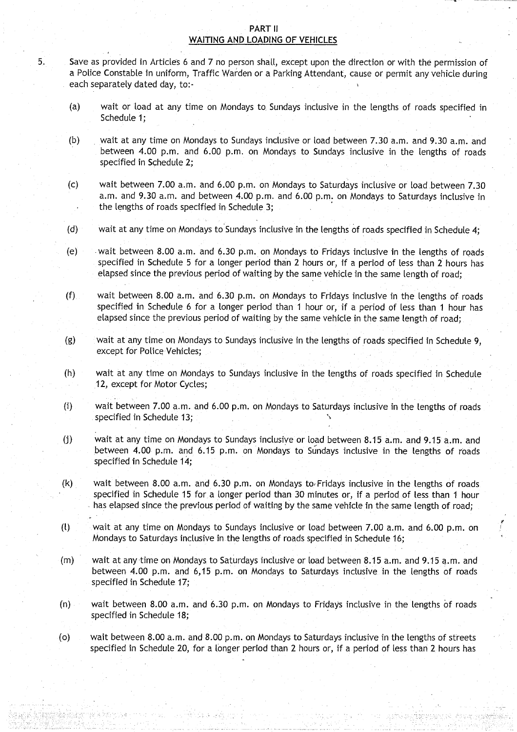## PART II

## WAITING AND LOADING OF VEHICLES

5. Save as provided in Articles 6 and 7 no person shall, except upon the direction or with the permission of a Police Constable in uniform, Traffic Warden or a Parking Attendant, cause or permit any vehicle during each separately dated day, to:-

   (a) wait or load at any time on Mondays to Sundays inclusive in the lengths of roads specified in Schedule 1;

   (b) wait at any time on Mondays to Sundays inclusive or load between 7.30 a.m. and 9.30 a.m. and between 4.00 p.m. and 6.00 p.m. on Mondays to Sundays inclusive in the lengths of roads specified in Schedule 2;

   (c) wait between 7.00 a.m. and 6.00 p.m. on Mondays to Saturdays inclusive or load between 7.30 a.m. and 9.30 a.m. and between 4.00 p.m. and 6.00 p.m. on Mondays to Saturdays inclusive in the lengths of roads specified in Schedule 3;

   (d) wait at any time on Mondays to Sundays inclusive in the lengths of roads specified in Schedule 4;

   (e) wait between 8.00 a.m. and 6.30 p.m. on Mondays to Fridays inclusive in the lengths of roads specified in Schedule 5 for a longer period than 2 hours or, if a period of less than 2 hours has elapsed since the previous period of waiting by the same vehicle in the same length of road;

   (f) wait between 8.00 a.m. and 6.30 p.m. on Mondays to Fridays inclusive in the lengths of roads specified in Schedule 6 for a longer period than 1 hour or, if a period of less than 1 hour has elapsed since the previous period of waiting by the same vehicle in the same length of road;

   (g) wait at any time on Mondays to Sundays inclusive in the lengths of roads specified in Schedule 9, except for Police Vehicles;

   (h) wait at any time on Mondays to Sundays inclusive in the lengths of roads specified in Schedule 12, except for Motor Cycles;

   (i) wait between 7.00 a.m. and 6.00 p.m. on Mondays to Saturdays inclusive in the lengths of roads specified in Schedule 13;

   (j) wait at any time on Mondays to Sundays inclusive or load between 8.15 a.m. and 9.15 a.m. and between 4.00 p.m. and 6.15 p.m. on Mondays to Sundays inclusive in the lengths of roads specified in Schedule 14;

   (k) wait between 8.00 a.m. and 6.30 p.m. on Mondays to Fridays inclusive in the lengths of roads specified in Schedule 15 for a longer period than 30 minutes or, if a period of less than 1 hour has elapsed since the previous period of waiting by the same vehicle in the same length of road;

   (l) wait at any time on Mondays to Sundays inclusive or load between 7.00 a.m. and 6.00 p.m. on Mondays to Saturdays inclusive in the lengths of roads specified in Schedule 16;

   (m) wait at any time on Mondays to Saturdays inclusive or load between 8.15 a.m. and 9.15 a.m. and between 4.00 p.m. and 6,15 p.m. on Mondays to Saturdays inclusive in the lengths of roads specified in Schedule 17;

   (n) wait between 8.00 a.m. and 6.30 p.m. on Mondays to Fridays inclusive in the lengths of roads specified in Schedule 18;

   (o) wait between 8.00 a.m. and 8.00 p.m. on Mondays to Saturdays inclusive in the lengths of streets specified in Schedule 20, for a longer period than 2 hours or, if a period of less than 2 hours has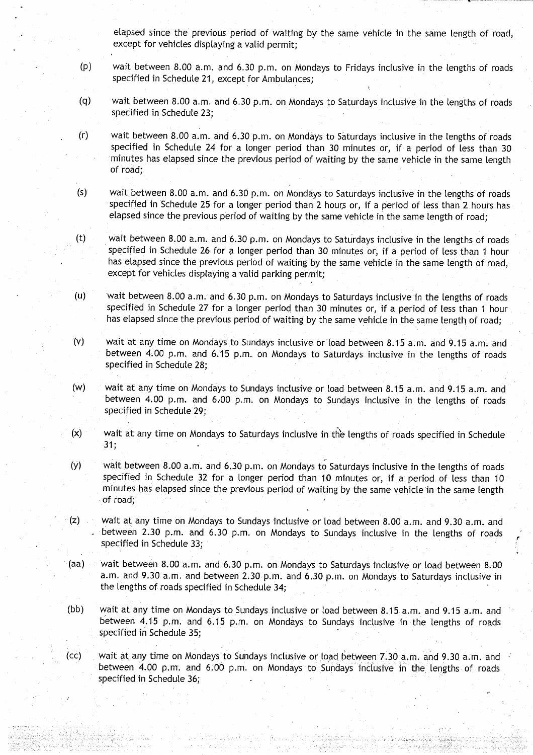elapsed since the previous period of waiting by the same vehicle in the same length of road, except for vehicles displaying a valid permit;

(p) wait between 8.00 a.m. and 6.30 p.m. on Mondays to Fridays inclusive in the lengths of roads specified in Schedule 21, except for Ambulances;

(q) wait between 8.00 a.m. and 6.30 p.m. on Mondays to Saturdays inclusive in the lengths of roads specified in Schedule 23;

(r) wait between 8.00 a.m. and 6.30 p.m. on Mondays to Saturdays inclusive in the lengths of roads specified in Schedule 24 for a longer period than 30 minutes or, if a period of less than 30 minutes has elapsed since the previous period of waiting by the same vehicle in the same length of road;

(s) wait between 8.00 a.m. and 6.30 p.m. on Mondays to Saturdays inclusive in the lengths of roads specified in Schedule 25 for a longer period than 2 hours or, if a period of less than 2 hours has elapsed since the previous period of waiting by the same vehicle in the same length of road;

(t) wait between 8.00 a.m. and 6.30 p.m. on Mondays to Saturdays inclusive in the lengths of roads specified in Schedule 26 for a longer period than 30 minutes or, if a period of less than 1 hour has elapsed since the previous period of waiting by the same vehicle in the same length of road, except for vehicles displaying a valid parking permit;

(u) wait between 8.00 a.m. and 6.30 p.m. on Mondays to Saturdays inclusive in the lengths of roads specified in Schedule 27 for a longer period than 30 minutes or, if a period of less than 1 hour has elapsed since the previous period of waiting by the same vehicle in the same length of road;

(v) wait at any time on Mondays to Sundays inclusive or load between 8.15 a.m. and 9.15 a.m. and between 4.00 p.m. and 6.15 p.m. on Mondays to Saturdays inclusive in the lengths of roads specified in Schedule 28;

(w) wait at any time on Mondays to Sundays inclusive or load between 8.15 a.m. and 9.15 a.m. and between 4.00 p.m. and 6.00 p.m. on Mondays to Sundays inclusive in the lengths of roads specified in Schedule 29;

(x) wait at any time on Mondays to Saturdays inclusive in the lengths of roads specified in Schedule 31;

(y) wait between 8.00 a.m. and 6.30 p.m. on Mondays to Saturdays inclusive in the lengths of roads specified in Schedule 32 for a longer period than 10 minutes or, if a period of less than 10 minutes has elapsed since the previous period of waiting by the same vehicle in the same length of road;

(z) wait at any time on Mondays to Sundays inclusive or load between 8.00 a.m. and 9.30 a.m. and between 2.30 p.m. and 6.30 p.m. on Mondays to Sundays inclusive in the lengths of roads specified in Schedule 33;

(aa) wait between 8.00 a.m. and 6.30 p.m. on Mondays to Saturdays inclusive or load between 8.00 a.m. and 9.30 a.m. and between 2.30 p.m. and 6.30 p.m. on Mondays to Saturdays inclusive in the lengths of roads specified in Schedule 34;

(bb) wait at any time on Mondays to Sundays inclusive or load between 8.15 a.m. and 9.15 a.m. and between 4.15 p.m. and 6.15 p.m. on Mondays to Sundays inclusive in the lengths of roads specified in Schedule 35;

(cc) wait at any time on Mondays to Sundays inclusive or load between 7.30 a.m. and 9.30 a.m. and between 4.00 p.m. and 6.00 p.m. on Mondays to Sundays inclusive in the lengths of roads specified in Schedule 36;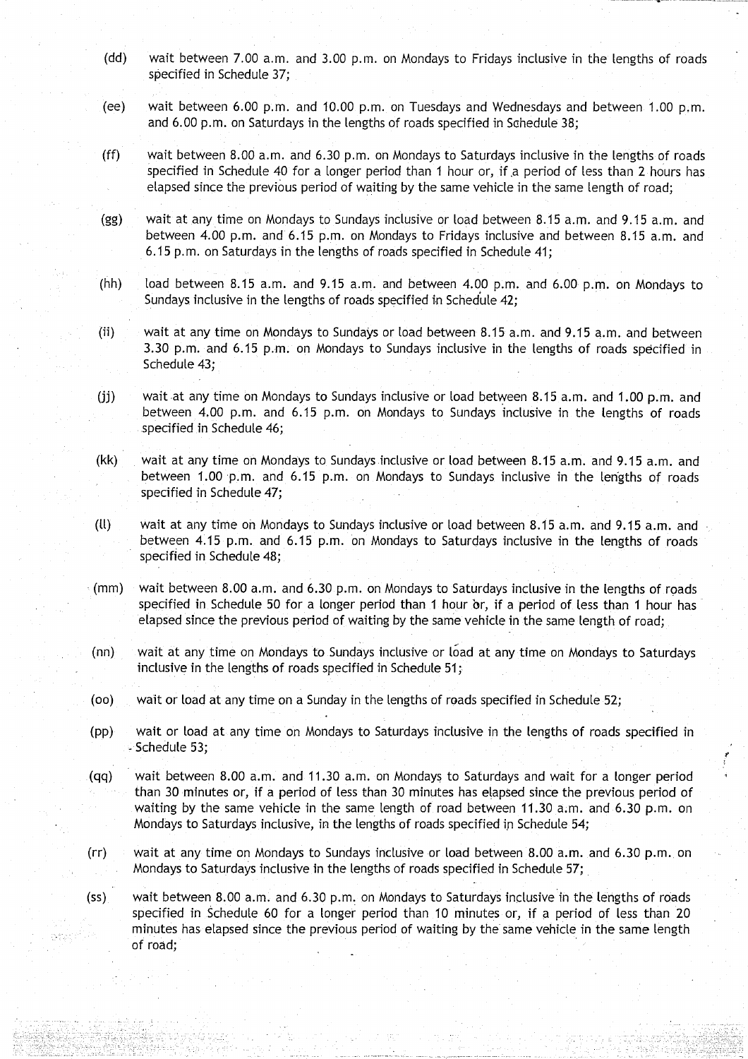(dd) wait between 7.00 a.m. and 3.00 p.m. on Mondays to Fridays inclusive in the lengths of roads specified in Schedule 37;

(ee) wait between 6.00 p.m. and 10.00 p.m. on Tuesdays and Wednesdays and between 1.00 p.m. and 6.00 p.m. on Saturdays in the lengths of roads specified in Schedule 38;

(ff) wait between 8.00 a.m. and 6.30 p.m. on Mondays to Saturdays inclusive in the lengths of roads specified in Schedule 40 for a longer period than 1 hour or, if a period of less than 2 hours has elapsed since the previous period of waiting by the same vehicle in the same length of road;

(gg) wait at any time on Mondays to Sundays inclusive or load between 8.15 a.m. and 9.15 a.m. and between 4.00 p.m. and 6.15 p.m. on Mondays to Fridays inclusive and between 8.15 a.m. and 6.15 p.m. on Saturdays in the lengths of roads specified in Schedule 41;

(hh) load between 8.15 a.m. and 9.15 a.m. and between 4.00 p.m. and 6.00 p.m. on Mondays to Sundays inclusive in the lengths of roads specified in Schedule 42;

(ii) wait at any time on Mondays to Sundays or load between 8.15 a.m. and 9.15 a.m. and between 3.30 p.m. and 6.15 p.m. on Mondays to Sundays inclusive in the lengths of roads specified in Schedule 43;

(jj) wait at any time on Mondays to Sundays inclusive or load between 8.15 a.m. and 1.00 p.m. and between 4.00 p.m. and 6.15 p.m. on Mondays to Sundays inclusive in the lengths of roads specified in Schedule 46;

(kk) wait at any time on Mondays to Sundays inclusive or load between 8.15 a.m. and 9.15 a.m. and between 1.00 p.m. and 6.15 p.m. on Mondays to Sundays inclusive in the lengths of roads specified in Schedule 47;

(ll) wait at any time on Mondays to Sundays inclusive or load between 8.15 a.m. and 9.15 a.m. and between 4.15 p.m. and 6.15 p.m. on Mondays to Saturdays inclusive in the lengths of roads specified in Schedule 48;

(mm) wait between 8.00 a.m. and 6.30 p.m. on Mondays to Saturdays inclusive in the lengths of roads specified in Schedule 50 for a longer period than 1 hour or, if a period of less than 1 hour has elapsed since the previous period of waiting by the same vehicle in the same length of road;

(nn) wait at any time on Mondays to Sundays inclusive or load at any time on Mondays to Saturdays inclusive in the lengths of roads specified in Schedule 51;

(oo) wait or load at any time on a Sunday in the lengths of roads specified in Schedule 52;

(pp) wait or load at any time on Mondays to Saturdays inclusive in the lengths of roads specified in Schedule 53;

(qq) wait between 8.00 a.m. and 11.30 a.m. on Mondays to Saturdays and wait for a longer period than 30 minutes or, if a period of less than 30 minutes has elapsed since the previous period of waiting by the same vehicle in the same length of road between 11.30 a.m. and 6.30 p.m. on Mondays to Saturdays inclusive, in the lengths of roads specified in Schedule 54;

(rr) wait at any time on Mondays to Sundays inclusive or load between 8.00 a.m. and 6.30 p.m. on Mondays to Saturdays inclusive in the lengths of roads specified in Schedule 57;

(ss) wait between 8.00 a.m. and 6.30 p.m. on Mondays to Saturdays inclusive in the lengths of roads specified in Schedule 60 for a longer period than 10 minutes or, if a period of less than 20 minutes has elapsed since the previous period of waiting by the same vehicle in the same length of road;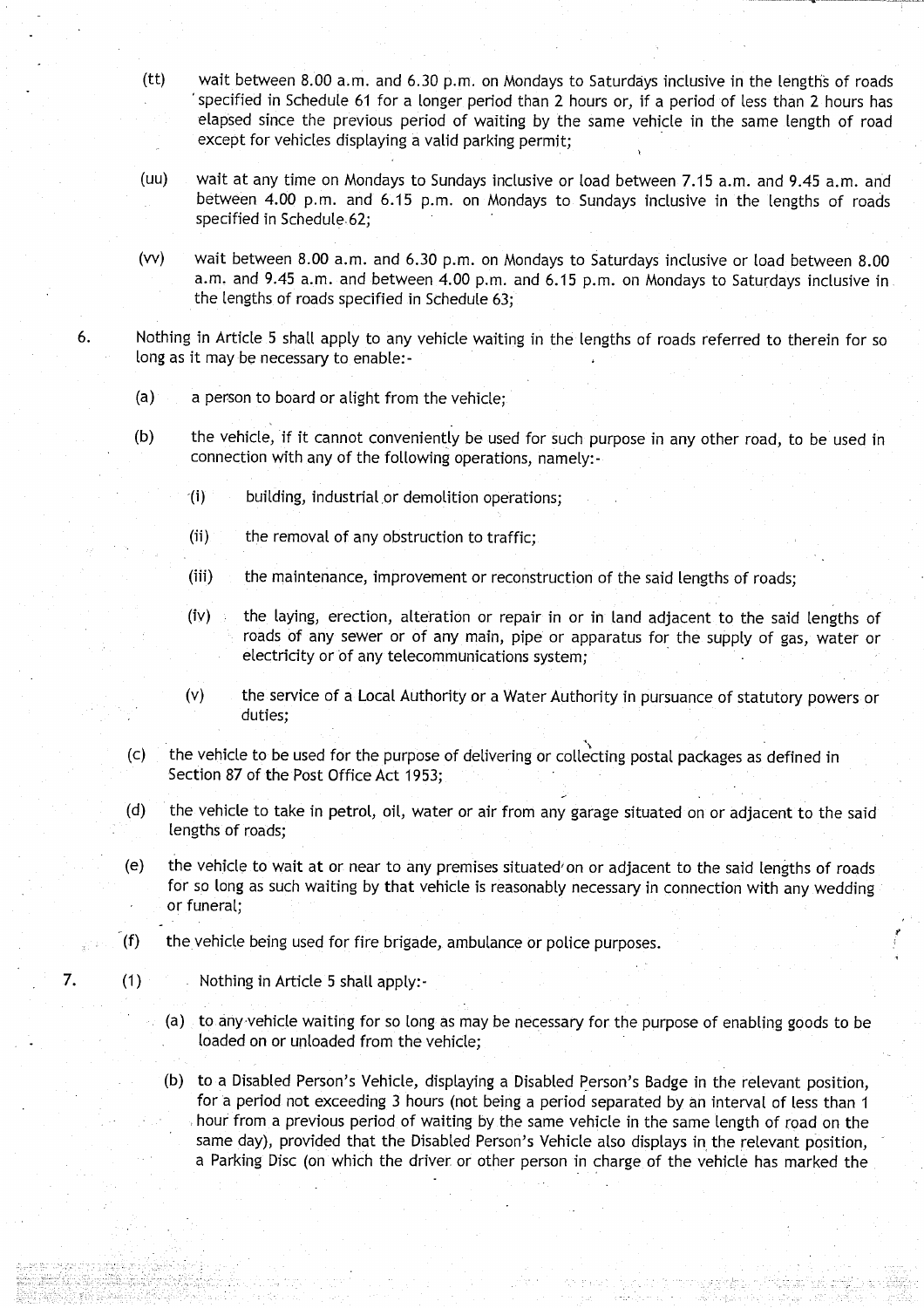(tt) wait between 8.00 a.m. and 6.30 p.m. on Mondays to Saturdays inclusive in the lengths of roads specified in Schedule 61 for a longer period than 2 hours or, if a period of less than 2 hours has elapsed since the previous period of waiting by the same vehicle in the same length of road except for vehicles displaying a valid parking permit;

(uu) wait at any time on Mondays to Sundays inclusive or load between 7.15 a.m. and 9.45 a.m. and between 4.00 p.m. and 6.15 p.m. on Mondays to Sundays inclusive in the lengths of roads specified in Schedule 62;

(vv) wait between 8.00 a.m. and 6.30 p.m. on Mondays to Saturdays inclusive or load between 8.00 a.m. and 9.45 a.m. and between 4.00 p.m. and 6.15 p.m. on Mondays to Saturdays inclusive in the lengths of roads specified in Schedule 63;

6. Nothing in Article 5 shall apply to any vehicle waiting in the lengths of roads referred to therein for so long as it may be necessary to enable:-

   (a) a person to board or alight from the vehicle;

   (b) the vehicle, if it cannot conveniently be used for such purpose in any other road, to be used in connection with any of the following operations, namely:-

      (i) building, industrial or demolition operations;

      (ii) the removal of any obstruction to traffic;

      (iii) the maintenance, improvement or reconstruction of the said lengths of roads;

      (iv) the laying, erection, alteration or repair in or in land adjacent to the said lengths of roads of any sewer or of any main, pipe or apparatus for the supply of gas, water or electricity or of any telecommunications system;

      (v) the service of a Local Authority or a Water Authority in pursuance of statutory powers or duties;

   (c) the vehicle to be used for the purpose of delivering or collecting postal packages as defined in Section 87 of the Post Office Act 1953;

   (d) the vehicle to take in petrol, oil, water or air from any garage situated on or adjacent to the said lengths of roads;

   (e) the vehicle to wait at or near to any premises situated on or adjacent to the said lengths of roads for so long as such waiting by that vehicle is reasonably necessary in connection with any wedding or funeral;

   (f) the vehicle being used for fire brigade, ambulance or police purposes.

7. (1) Nothing in Article 5 shall apply:-

   (a) to any vehicle waiting for so long as may be necessary for the purpose of enabling goods to be loaded on or unloaded from the vehicle;

   (b) to a Disabled Person's Vehicle, displaying a Disabled Person's Badge in the relevant position, for a period not exceeding 3 hours (not being a period separated by an interval of less than 1 hour from a previous period of waiting by the same vehicle in the same length of road on the same day), provided that the Disabled Person's Vehicle also displays in the relevant position, a Parking Disc (on which the driver or other person in charge of the vehicle has marked the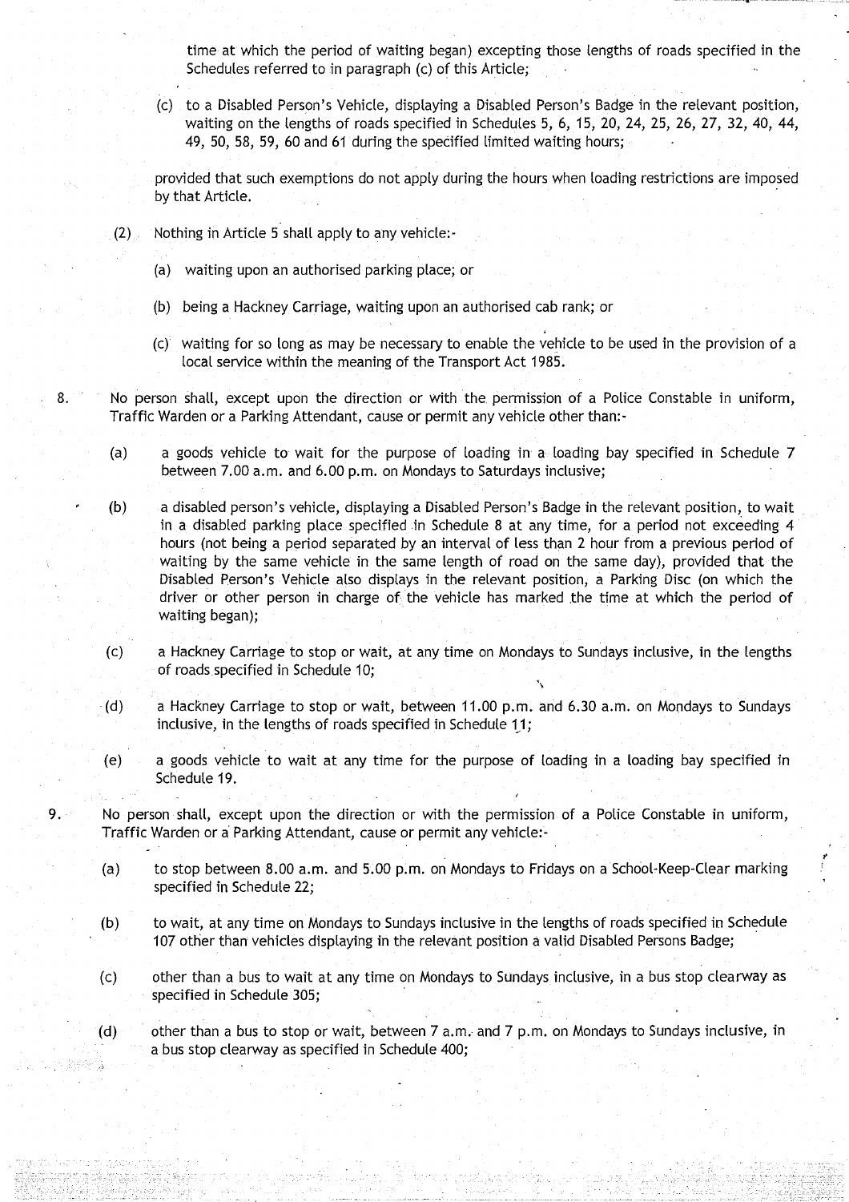time at which the period of waiting began) excepting those lengths of roads specified in the Schedules referred to in paragraph (c) of this Article;

(c) to a Disabled Person's Vehicle, displaying a Disabled Person's Badge in the relevant position, waiting on the lengths of roads specified in Schedules 5, 6, 15, 20, 24, 25, 26, 27, 32, 40, 44, 49, 50, 58, 59, 60 and 61 during the specified limited waiting hours;

provided that such exemptions do not apply during the hours when loading restrictions are imposed by that Article.

(2) Nothing in Article 5 shall apply to any vehicle:-

(a) waiting upon an authorised parking place; or

(b) being a Hackney Carriage, waiting upon an authorised cab rank; or

(c) waiting for so long as may be necessary to enable the vehicle to be used in the provision of a local service within the meaning of the Transport Act 1985.

8. No person shall, except upon the direction or with the permission of a Police Constable in uniform, Traffic Warden or a Parking Attendant, cause or permit any vehicle other than:-

(a) a goods vehicle to wait for the purpose of loading in a loading bay specified in Schedule 7 between 7.00 a.m. and 6.00 p.m. on Mondays to Saturdays inclusive;

(b) a disabled person's vehicle, displaying a Disabled Person's Badge in the relevant position, to wait in a disabled parking place specified in Schedule 8 at any time, for a period not exceeding 4 hours (not being a period separated by an interval of less than 2 hour from a previous period of waiting by the same vehicle in the same length of road on the same day), provided that the Disabled Person's Vehicle also displays in the relevant position, a Parking Disc (on which the driver or other person in charge of the vehicle has marked the time at which the period of waiting began);

(c) a Hackney Carriage to stop or wait, at any time on Mondays to Sundays inclusive, in the lengths of roads specified in Schedule 10;

(d) a Hackney Carriage to stop or wait, between 11.00 p.m. and 6.30 a.m. on Mondays to Sundays inclusive, in the lengths of roads specified in Schedule 11;

(e) a goods vehicle to wait at any time for the purpose of loading in a loading bay specified in Schedule 19.

9. No person shall, except upon the direction or with the permission of a Police Constable in uniform, Traffic Warden or a Parking Attendant, cause or permit any vehicle:-

(a) to stop between 8.00 a.m. and 5.00 p.m. on Mondays to Fridays on a School-Keep-Clear marking specified in Schedule 22;

(b) to wait, at any time on Mondays to Sundays inclusive in the lengths of roads specified in Schedule 107 other than vehicles displaying in the relevant position a valid Disabled Persons Badge;

(c) other than a bus to wait at any time on Mondays to Sundays inclusive, in a bus stop clearway as specified in Schedule 305;

(d) other than a bus to stop or wait, between 7 a.m. and 7 p.m. on Mondays to Sundays inclusive, in a bus stop clearway as specified in Schedule 400;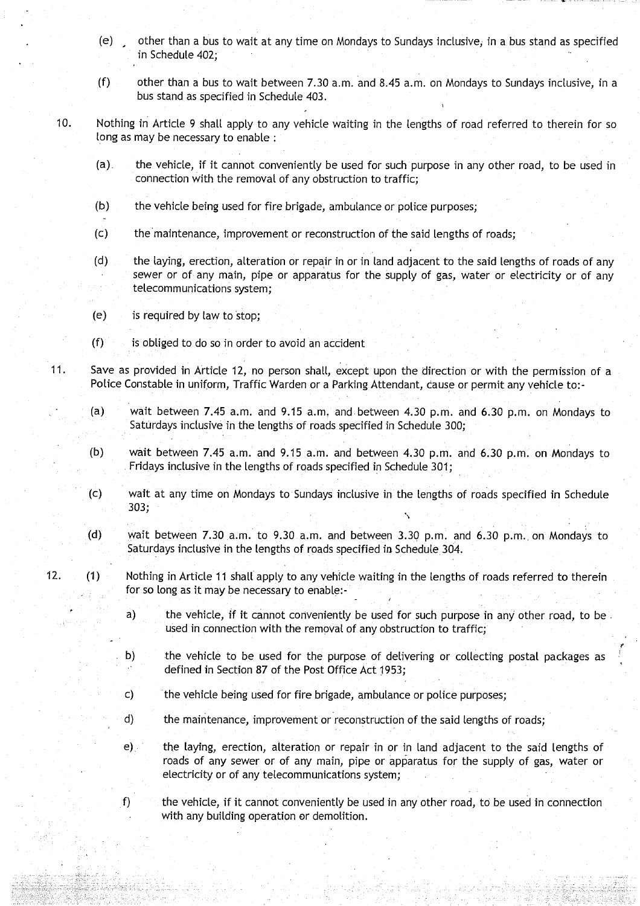(e) other than a bus to wait at any time on Mondays to Sundays inclusive, in a bus stand as specified in Schedule 402;

(f) other than a bus to wait between 7.30 a.m. and 8.45 a.m. on Mondays to Sundays inclusive, in a bus stand as specified in Schedule 403.

10. Nothing in Article 9 shall apply to any vehicle waiting in the lengths of road referred to therein for so long as may be necessary to enable :

(a) the vehicle, if it cannot conveniently be used for such purpose in any other road, to be used in connection with the removal of any obstruction to traffic;

(b) the vehicle being used for fire brigade, ambulance or police purposes;

(c) the maintenance, improvement or reconstruction of the said lengths of roads;

(d) the laying, erection, alteration or repair in or in land adjacent to the said lengths of roads of any sewer or of any main, pipe or apparatus for the supply of gas, water or electricity or of any telecommunications system;

(e) is required by law to stop;

(f) is obliged to do so in order to avoid an accident

11. Save as provided in Article 12, no person shall, except upon the direction or with the permission of a Police Constable in uniform, Traffic Warden or a Parking Attendant, cause or permit any vehicle to:-

(a) wait between 7.45 a.m. and 9.15 a.m. and between 4.30 p.m. and 6.30 p.m. on Mondays to Saturdays inclusive in the lengths of roads specified in Schedule 300;

(b) wait between 7.45 a.m. and 9.15 a.m. and between 4.30 p.m. and 6.30 p.m. on Mondays to Fridays inclusive in the lengths of roads specified in Schedule 301;

(c) wait at any time on Mondays to Sundays inclusive in the lengths of roads specified in Schedule 303;

(d) wait between 7.30 a.m. to 9.30 a.m. and between 3.30 p.m. and 6.30 p.m. on Mondays to Saturdays inclusive in the lengths of roads specified in Schedule 304.

12. (1) Nothing in Article 11 shall apply to any vehicle waiting in the lengths of roads referred to therein for so long as it may be necessary to enable:-

a) the vehicle, if it cannot conveniently be used for such purpose in any other road, to be used in connection with the removal of any obstruction to traffic;

b) the vehicle to be used for the purpose of delivering or collecting postal packages as defined in Section 87 of the Post Office Act 1953;

c) the vehicle being used for fire brigade, ambulance or police purposes;

d) the maintenance, improvement or reconstruction of the said lengths of roads;

e) the laying, erection, alteration or repair in or in land adjacent to the said lengths of roads of any sewer or of any main, pipe or apparatus for the supply of gas, water or electricity or of any telecommunications system;

f) the vehicle, if it cannot conveniently be used in any other road, to be used in connection with any building operation or demolition.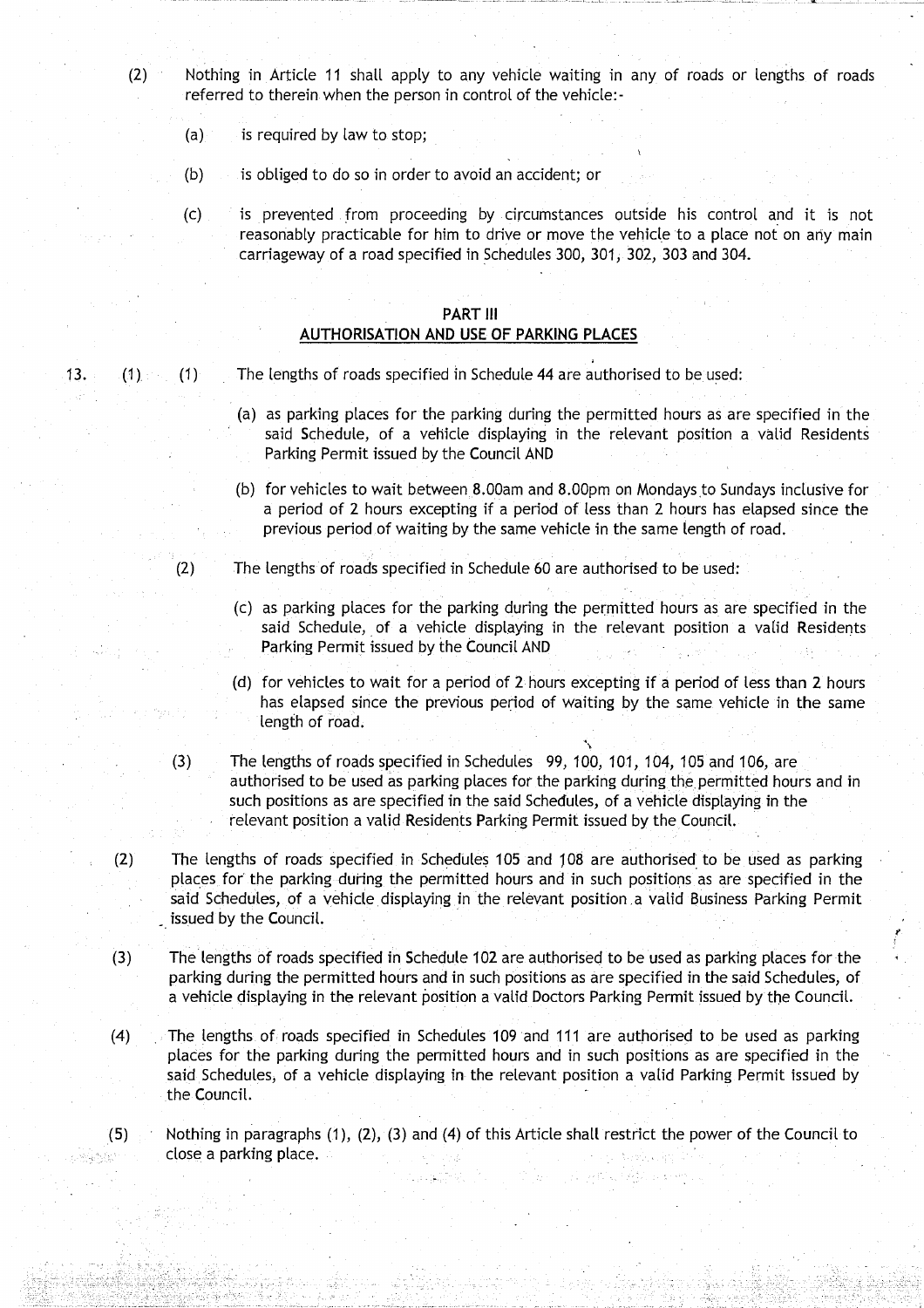(2) Nothing in Article 11 shall apply to any vehicle waiting in any of roads or lengths of roads referred to therein when the person in control of the vehicle:-

(a) is required by law to stop;

(b) is obliged to do so in order to avoid an accident; or

(c) is prevented from proceeding by circumstances outside his control and it is not reasonably practicable for him to drive or move the vehicle to a place not on any main carriageway of a road specified in Schedules 300, 301, 302, 303 and 304.

## PART III

## AUTHORISATION AND USE OF PARKING PLACES

13. (1) (1) The lengths of roads specified in Schedule 44 are authorised to be used:

(a) as parking places for the parking during the permitted hours as are specified in the said Schedule, of a vehicle displaying in the relevant position a valid Residents Parking Permit issued by the Council AND

(b) for vehicles to wait between 8.00am and 8.00pm on Mondays to Sundays inclusive for a period of 2 hours excepting if a period of less than 2 hours has elapsed since the previous period of waiting by the same vehicle in the same length of road.

(2) The lengths of roads specified in Schedule 60 are authorised to be used:

(c) as parking places for the parking during the permitted hours as are specified in the said Schedule, of a vehicle displaying in the relevant position a valid Residents Parking Permit issued by the Council AND

(d) for vehicles to wait for a period of 2 hours excepting if a period of less than 2 hours has elapsed since the previous period of waiting by the same vehicle in the same length of road.

(3) The lengths of roads specified in Schedules 99, 100, 101, 104, 105 and 106, are authorised to be used as parking places for the parking during the permitted hours and in such positions as are specified in the said Schedules, of a vehicle displaying in the relevant position a valid Residents Parking Permit issued by the Council.

(2) The lengths of roads specified in Schedules 105 and 108 are authorised to be used as parking places for the parking during the permitted hours and in such positions as are specified in the said Schedules, of a vehicle displaying in the relevant position a valid Business Parking Permit issued by the Council.

(3) The lengths of roads specified in Schedule 102 are authorised to be used as parking places for the parking during the permitted hours and in such positions as are specified in the said Schedules, of a vehicle displaying in the relevant position a valid Doctors Parking Permit issued by the Council.

(4) The lengths of roads specified in Schedules 109 and 111 are authorised to be used as parking places for the parking during the permitted hours and in such positions as are specified in the said Schedules, of a vehicle displaying in the relevant position a valid Parking Permit issued by the Council.

(5) Nothing in paragraphs (1), (2), (3) and (4) of this Article shall restrict the power of the Council to close a parking place.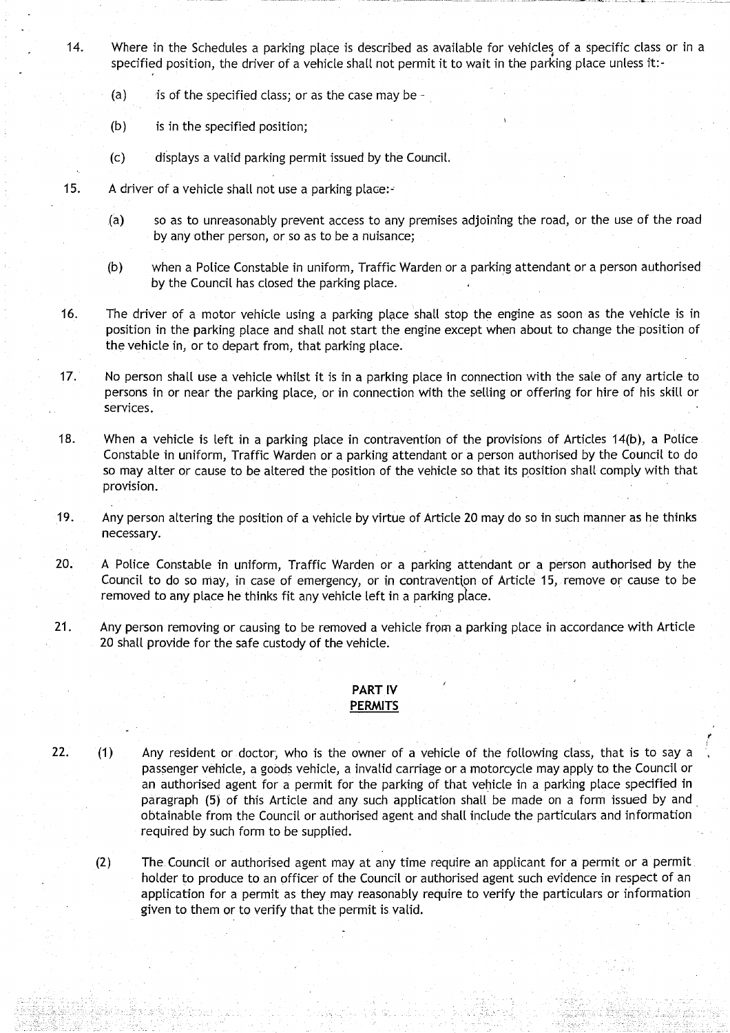14. Where in the Schedules a parking place is described as available for vehicles of a specific class or in a specified position, the driver of a vehicle shall not permit it to wait in the parking place unless it:-

    (a) is of the specified class; or as the case may be -

    (b) is in the specified position;

    (c) displays a valid parking permit issued by the Council.

15. A driver of a vehicle shall not use a parking place:-

    (a) so as to unreasonably prevent access to any premises adjoining the road, or the use of the road by any other person, or so as to be a nuisance;

    (b) when a Police Constable in uniform, Traffic Warden or a parking attendant or a person authorised by the Council has closed the parking place.

16. The driver of a motor vehicle using a parking place shall stop the engine as soon as the vehicle is in position in the parking place and shall not start the engine except when about to change the position of the vehicle in, or to depart from, that parking place.

17. No person shall use a vehicle whilst it is in a parking place in connection with the sale of any article to persons in or near the parking place, or in connection with the selling or offering for hire of his skill or services.

18. When a vehicle is left in a parking place in contravention of the provisions of Articles 14(b), a Police Constable in uniform, Traffic Warden or a parking attendant or a person authorised by the Council to do so may alter or cause to be altered the position of the vehicle so that its position shall comply with that provision.

19. Any person altering the position of a vehicle by virtue of Article 20 may do so in such manner as he thinks necessary.

20. A Police Constable in uniform, Traffic Warden or a parking attendant or a person authorised by the Council to do so may, in case of emergency, or in contravention of Article 15, remove or cause to be removed to any place he thinks fit any vehicle left in a parking place.

21. Any person removing or causing to be removed a vehicle from a parking place in accordance with Article 20 shall provide for the safe custody of the vehicle.

## PART IV
## PERMITS

22. (1) Any resident or doctor, who is the owner of a vehicle of the following class, that is to say a passenger vehicle, a goods vehicle, a invalid carriage or a motorcycle may apply to the Council or an authorised agent for a permit for the parking of that vehicle in a parking place specified in paragraph (5) of this Article and any such application shall be made on a form issued by and obtainable from the Council or authorised agent and shall include the particulars and information required by such form to be supplied.

    (2) The Council or authorised agent may at any time require an applicant for a permit or a permit holder to produce to an officer of the Council or authorised agent such evidence in respect of an application for a permit as they may reasonably require to verify the particulars or information given to them or to verify that the permit is valid.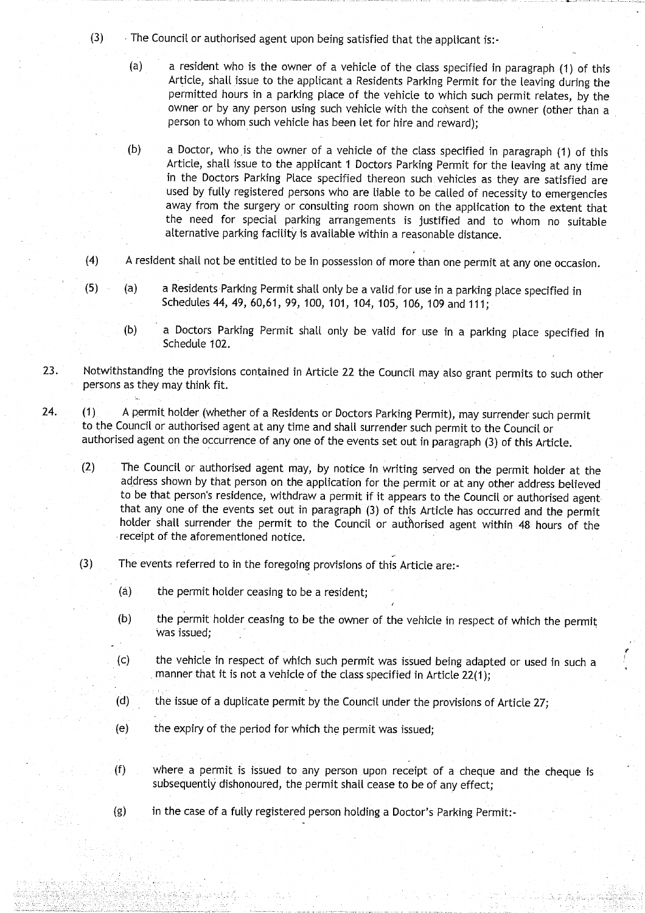(3) The Council or authorised agent upon being satisfied that the applicant is:-

(a) a resident who is the owner of a vehicle of the class specified in paragraph (1) of this Article, shall issue to the applicant a Residents Parking Permit for the leaving during the permitted hours in a parking place of the vehicle to which such permit relates, by the owner or by any person using such vehicle with the consent of the owner (other than a person to whom such vehicle has been let for hire and reward);

(b) a Doctor, who is the owner of a vehicle of the class specified in paragraph (1) of this Article, shall issue to the applicant 1 Doctors Parking Permit for the leaving at any time in the Doctors Parking Place specified thereon such vehicles as they are satisfied are used by fully registered persons who are liable to be called of necessity to emergencies away from the surgery or consulting room shown on the application to the extent that the need for special parking arrangements is justified and to whom no suitable alternative parking facility is available within a reasonable distance.

(4) A resident shall not be entitled to be in possession of more than one permit at any one occasion.

(5) (a) a Residents Parking Permit shall only be a valid for use in a parking place specified in Schedules 44, 49, 60,61, 99, 100, 101, 104, 105, 106, 109 and 111;

(b) a Doctors Parking Permit shall only be valid for use in a parking place specified in Schedule 102.

23. Notwithstanding the provisions contained in Article 22 the Council may also grant permits to such other persons as they may think fit.

24. (1) A permit holder (whether of a Residents or Doctors Parking Permit), may surrender such permit to the Council or authorised agent at any time and shall surrender such permit to the Council or authorised agent on the occurrence of any one of the events set out in paragraph (3) of this Article.

(2) The Council or authorised agent may, by notice in writing served on the permit holder at the address shown by that person on the application for the permit or at any other address believed to be that person's residence, withdraw a permit if it appears to the Council or authorised agent that any one of the events set out in paragraph (3) of this Article has occurred and the permit holder shall surrender the permit to the Council or authorised agent within 48 hours of the receipt of the aforementioned notice.

(3) The events referred to in the foregoing provisions of this Article are:-

(a) the permit holder ceasing to be a resident;

(b) the permit holder ceasing to be the owner of the vehicle in respect of which the permit was issued;

(c) the vehicle in respect of which such permit was issued being adapted or used in such a manner that it is not a vehicle of the class specified in Article 22(1);

(d) the issue of a duplicate permit by the Council under the provisions of Article 27;

(e) the expiry of the period for which the permit was issued;

(f) where a permit is issued to any person upon receipt of a cheque and the cheque is subsequently dishonoured, the permit shall cease to be of any effect;

(g) in the case of a fully registered person holding a Doctor's Parking Permit:-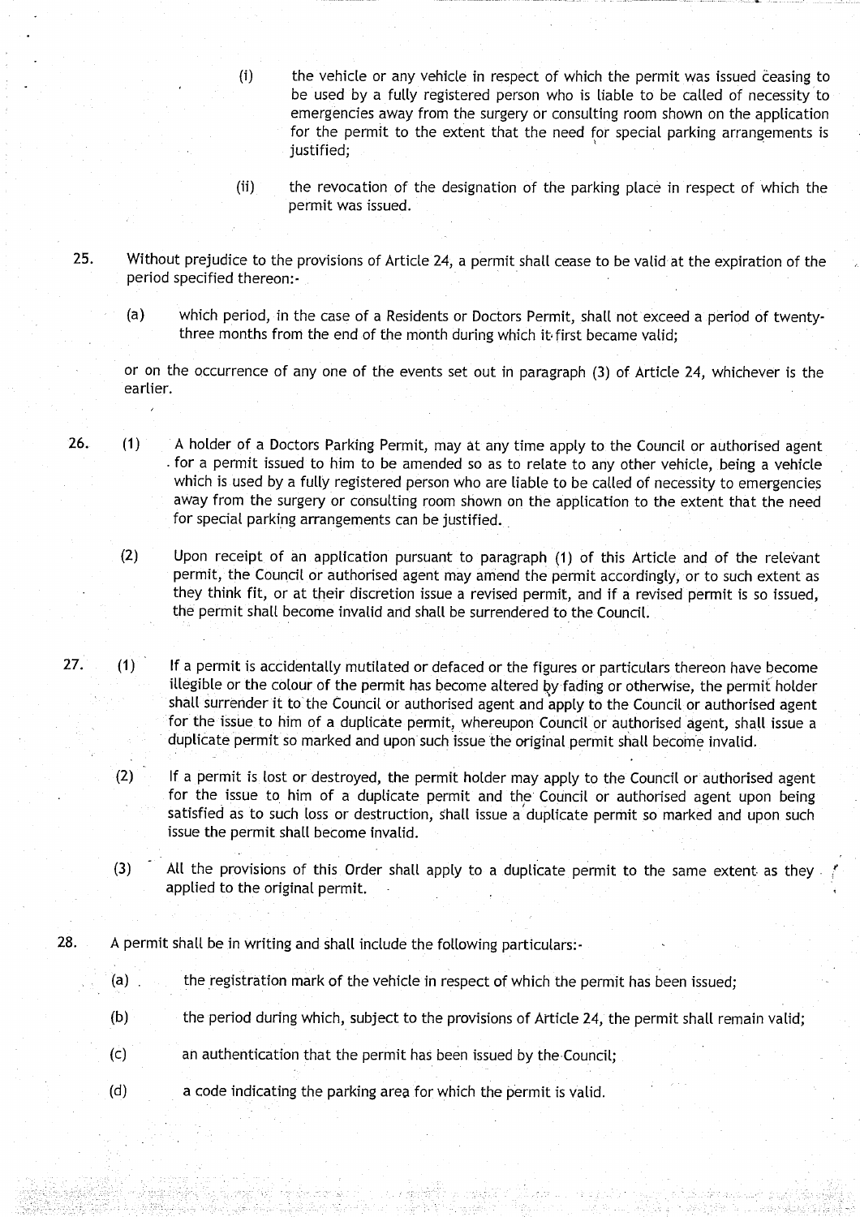(i) the vehicle or any vehicle in respect of which the permit was issued ceasing to be used by a fully registered person who is liable to be called of necessity to emergencies away from the surgery or consulting room shown on the application for the permit to the extent that the need for special parking arrangements is justified;

(ii) the revocation of the designation of the parking place in respect of which the permit was issued.

25. Without prejudice to the provisions of Article 24, a permit shall cease to be valid at the expiration of the period specified thereon:-

(a) which period, in the case of a Residents or Doctors Permit, shall not exceed a period of twenty-three months from the end of the month during which it first became valid;

or on the occurrence of any one of the events set out in paragraph (3) of Article 24, whichever is the earlier.

26. (1) A holder of a Doctors Parking Permit, may at any time apply to the Council or authorised agent for a permit issued to him to be amended so as to relate to any other vehicle, being a vehicle which is used by a fully registered person who are liable to be called of necessity to emergencies away from the surgery or consulting room shown on the application to the extent that the need for special parking arrangements can be justified.

(2) Upon receipt of an application pursuant to paragraph (1) of this Article and of the relevant permit, the Council or authorised agent may amend the permit accordingly, or to such extent as they think fit, or at their discretion issue a revised permit, and if a revised permit is so issued, the permit shall become invalid and shall be surrendered to the Council.

27. (1) If a permit is accidentally mutilated or defaced or the figures or particulars thereon have become illegible or the colour of the permit has become altered by fading or otherwise, the permit holder shall surrender it to the Council or authorised agent and apply to the Council or authorised agent for the issue to him of a duplicate permit, whereupon Council or authorised agent, shall issue a duplicate permit so marked and upon such issue the original permit shall become invalid.

(2) If a permit is lost or destroyed, the permit holder may apply to the Council or authorised agent for the issue to him of a duplicate permit and the Council or authorised agent upon being satisfied as to such loss or destruction, shall issue a duplicate permit so marked and upon such issue the permit shall become invalid.

(3) All the provisions of this Order shall apply to a duplicate permit to the same extent as they applied to the original permit.

28. A permit shall be in writing and shall include the following particulars:-

(a) the registration mark of the vehicle in respect of which the permit has been issued;

(b) the period during which, subject to the provisions of Article 24, the permit shall remain valid;

(c) an authentication that the permit has been issued by the Council;

(d) a code indicating the parking area for which the permit is valid.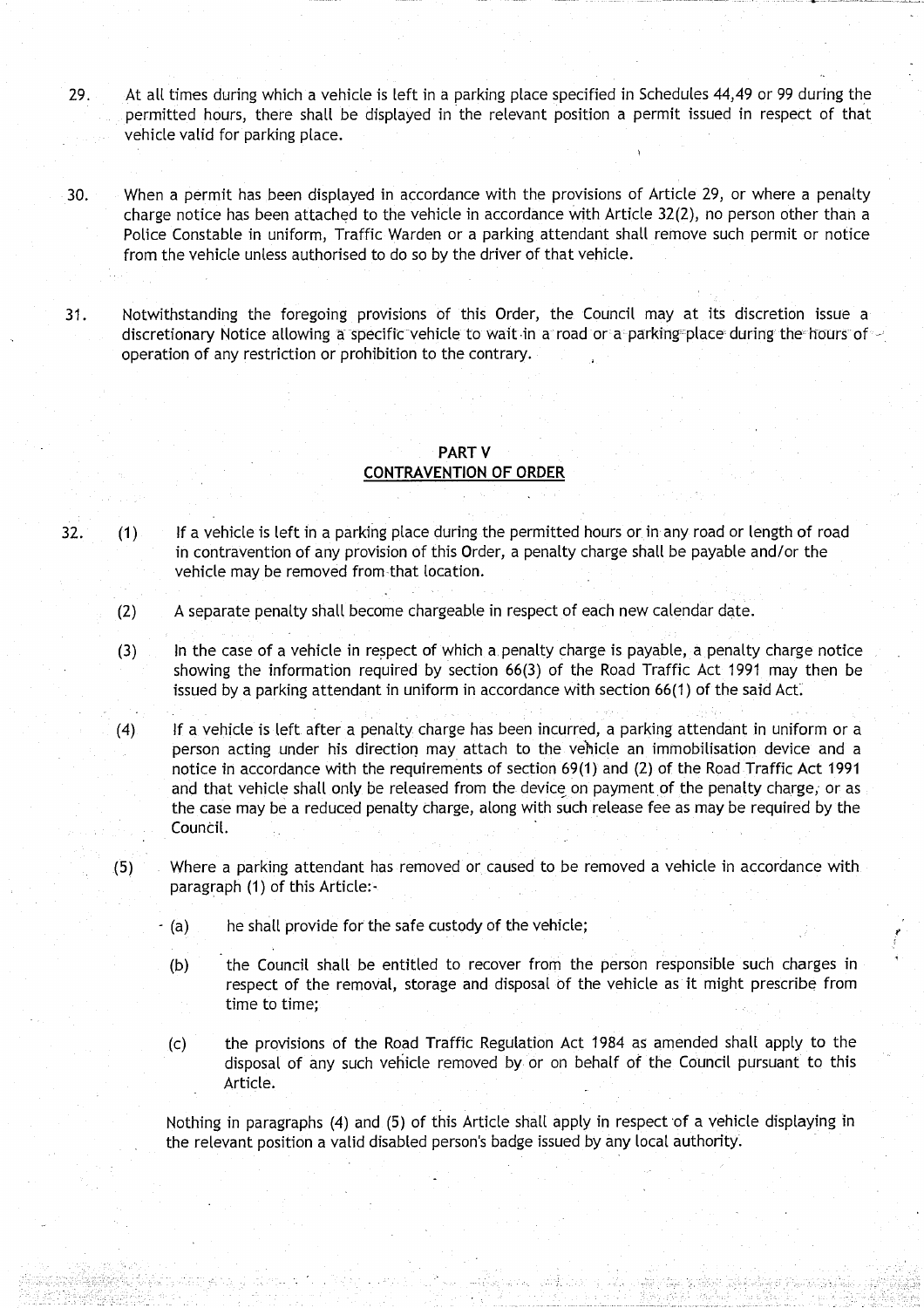29. At all times during which a vehicle is left in a parking place specified in Schedules 44,49 or 99 during the permitted hours, there shall be displayed in the relevant position a permit issued in respect of that vehicle valid for parking place.

30. When a permit has been displayed in accordance with the provisions of Article 29, or where a penalty charge notice has been attached to the vehicle in accordance with Article 32(2), no person other than a Police Constable in uniform, Traffic Warden or a parking attendant shall remove such permit or notice from the vehicle unless authorised to do so by the driver of that vehicle.

31. Notwithstanding the foregoing provisions of this Order, the Council may at its discretion issue a discretionary Notice allowing a specific vehicle to wait in a road or a parking place during the hours of operation of any restriction or prohibition to the contrary.

## PART V
## CONTRAVENTION OF ORDER

32. (1) If a vehicle is left in a parking place during the permitted hours or in any road or length of road in contravention of any provision of this Order, a penalty charge shall be payable and/or the vehicle may be removed from that location.

(2) A separate penalty shall become chargeable in respect of each new calendar date.

(3) In the case of a vehicle in respect of which a penalty charge is payable, a penalty charge notice showing the information required by section 66(3) of the Road Traffic Act 1991 may then be issued by a parking attendant in uniform in accordance with section 66(1) of the said Act.

(4) If a vehicle is left after a penalty charge has been incurred, a parking attendant in uniform or a person acting under his direction may attach to the vehicle an immobilisation device and a notice in accordance with the requirements of section 69(1) and (2) of the Road Traffic Act 1991 and that vehicle shall only be released from the device on payment of the penalty charge, or as the case may be a reduced penalty charge, along with such release fee as may be required by the Council.

(5) Where a parking attendant has removed or caused to be removed a vehicle in accordance with paragraph (1) of this Article:-

(a) he shall provide for the safe custody of the vehicle;

(b) the Council shall be entitled to recover from the person responsible such charges in respect of the removal, storage and disposal of the vehicle as it might prescribe from time to time;

(c) the provisions of the Road Traffic Regulation Act 1984 as amended shall apply to the disposal of any such vehicle removed by or on behalf of the Council pursuant to this Article.

Nothing in paragraphs (4) and (5) of this Article shall apply in respect of a vehicle displaying in the relevant position a valid disabled person's badge issued by any local authority.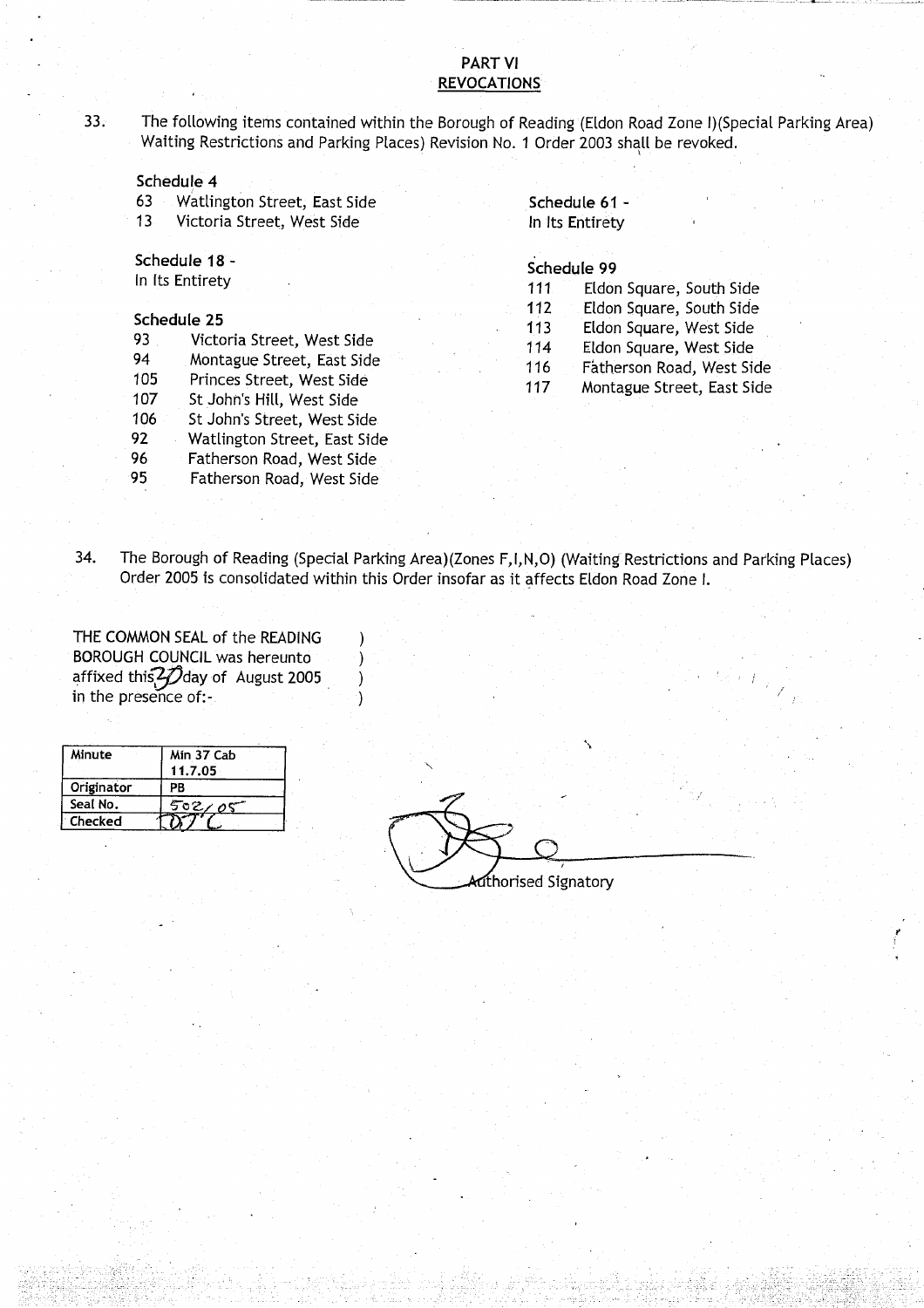## PART VI
## REVOCATIONS

33. The following items contained within the Borough of Reading (Eldon Road Zone I)(Special Parking Area) Waiting Restrictions and Parking Places) Revision No. 1 Order 2003 shall be revoked.

**Schedule 4**

63 Watlington Street, East Side
13 Victoria Street, West Side

**Schedule 18 -**
In Its Entirety

**Schedule 25**

93 Victoria Street, West Side
94 Montague Street, East Side
105 Princes Street, West Side
107 St John's Hill, West Side
106 St John's Street, West Side
92 Watlington Street, East Side
96 Fatherson Road, West Side
95 Fatherson Road, West Side

**Schedule 61 -**
In Its Entirety

**Schedule 99**

111 Eldon Square, South Side
112 Eldon Square, South Side
113 Eldon Square, West Side
114 Eldon Square, West Side
116 Fatherson Road, West Side
117 Montague Street, East Side

34. The Borough of Reading (Special Parking Area)(Zones F,I,N,O) (Waiting Restrictions and Parking Places) Order 2005 is consolidated within this Order insofar as it affects Eldon Road Zone I.

THE COMMON SEAL of the READING BOROUGH COUNCIL was hereunto affixed this 30 day of August 2005 in the presence of:-

| Minute | Min 37 Cab 11.7.05 |
|---|---|
| Originator | PB |
| Seal No. | 502/05 |
| Checked | |

Authorised Signatory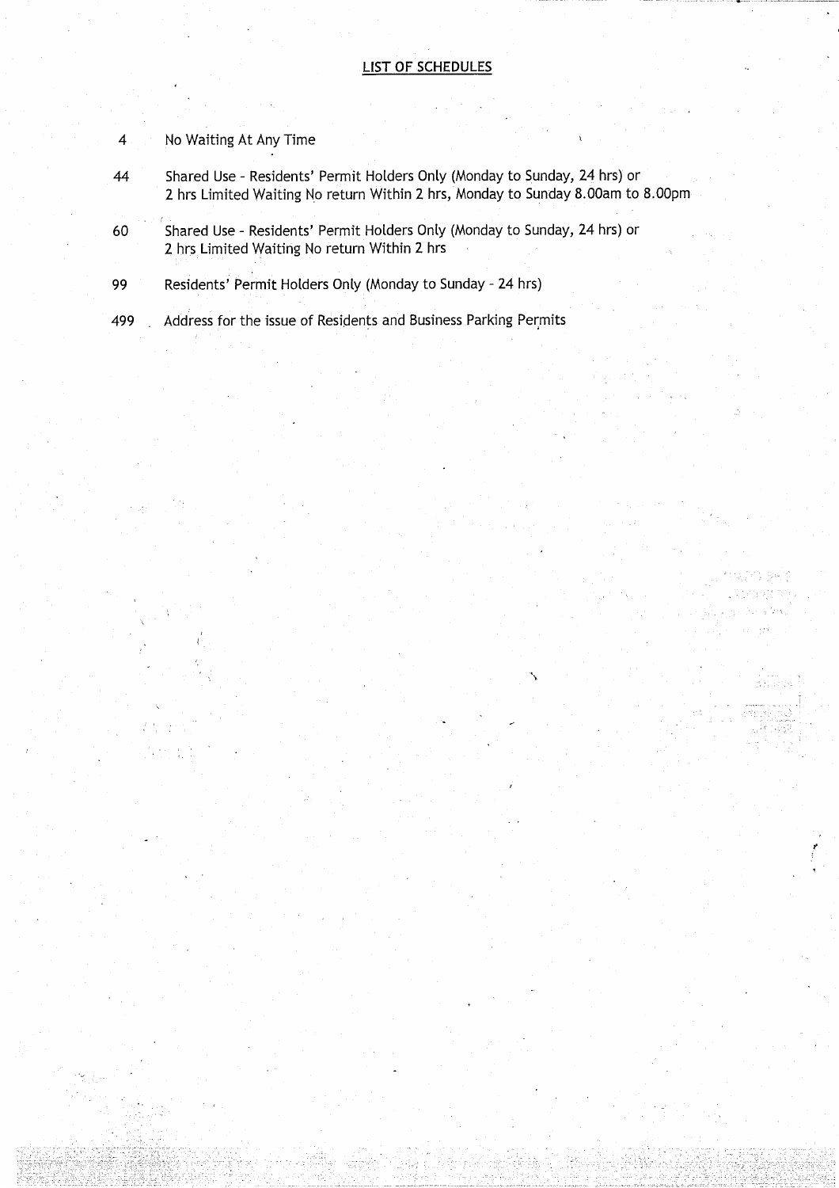## LIST OF SCHEDULES

| | |
|---|---|
| 4 | No Waiting At Any Time |
| 44 | Shared Use - Residents' Permit Holders Only (Monday to Sunday, 24 hrs) or 2 hrs Limited Waiting No return Within 2 hrs, Monday to Sunday 8.00am to 8.00pm |
| 60 | Shared Use - Residents' Permit Holders Only (Monday to Sunday, 24 hrs) or 2 hrs Limited Waiting No return Within 2 hrs |
| 99 | Residents' Permit Holders Only (Monday to Sunday - 24 hrs) |
| 499 | Address for the issue of Residents and Business Parking Permits |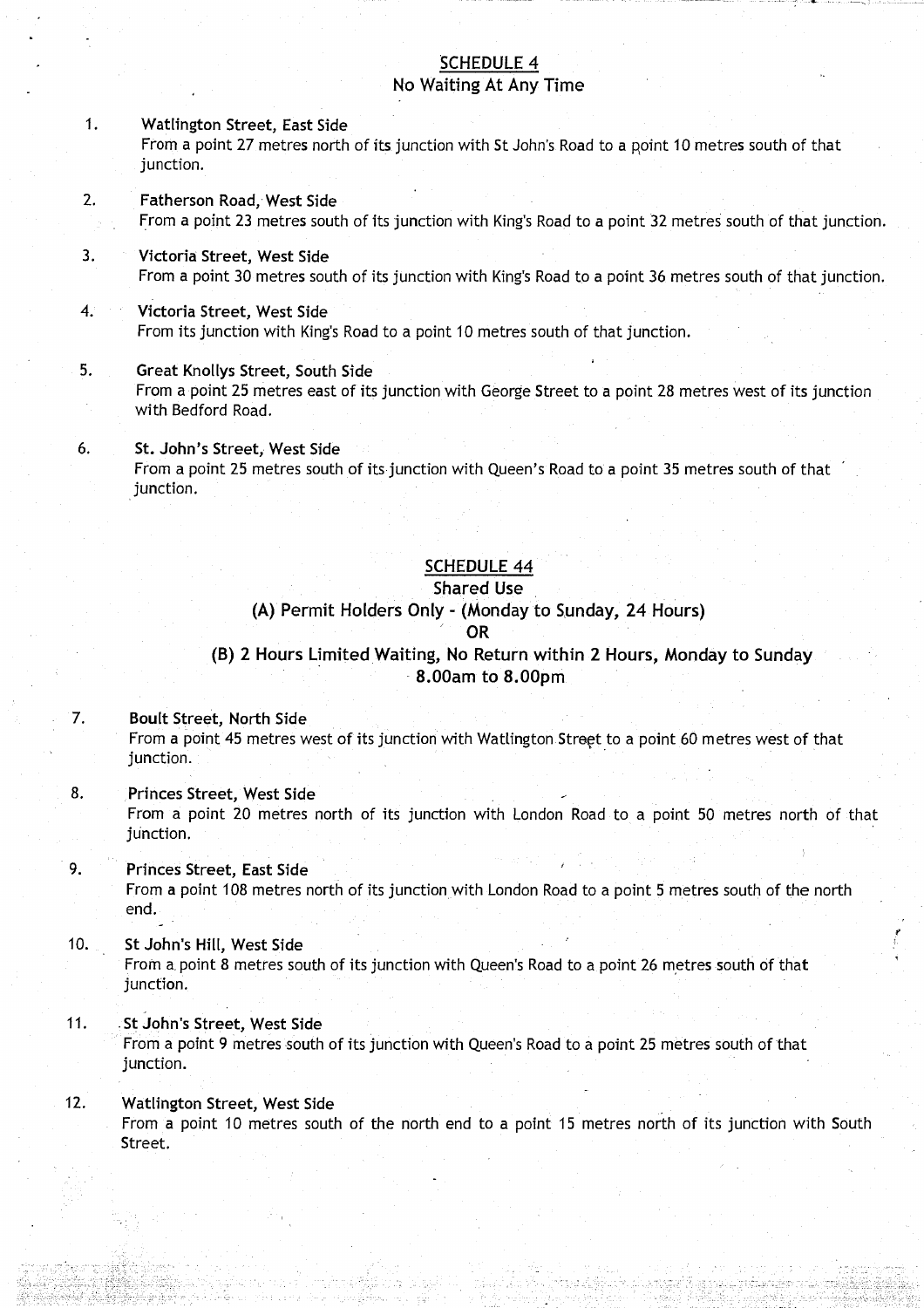## SCHEDULE 4
### No Waiting At Any Time

1. **Watlington Street, East Side**
   From a point 27 metres north of its junction with St John's Road to a point 10 metres south of that junction.

2. **Fatherson Road, West Side**
   From a point 23 metres south of its junction with King's Road to a point 32 metres south of that junction.

3. **Victoria Street, West Side**
   From a point 30 metres south of its junction with King's Road to a point 36 metres south of that junction.

4. **Victoria Street, West Side**
   From its junction with King's Road to a point 10 metres south of that junction.

5. **Great Knollys Street, South Side**
   From a point 25 metres east of its junction with George Street to a point 28 metres west of its junction with Bedford Road.

6. **St. John's Street, West Side**
   From a point 25 metres south of its junction with Queen's Road to a point 35 metres south of that junction.

## SCHEDULE 44
### Shared Use
### (A) Permit Holders Only - (Monday to Sunday, 24 Hours)
### OR
### (B) 2 Hours Limited Waiting, No Return within 2 Hours, Monday to Sunday 8.00am to 8.00pm

7. **Boult Street, North Side**
   From a point 45 metres west of its junction with Watlington Street to a point 60 metres west of that junction.

8. **Princes Street, West Side**
   From a point 20 metres north of its junction with London Road to a point 50 metres north of that junction.

9. **Princes Street, East Side**
   From a point 108 metres north of its junction with London Road to a point 5 metres south of the north end.

10. **St John's Hill, West Side**
    From a point 8 metres south of its junction with Queen's Road to a point 26 metres south of that junction.

11. **St John's Street, West Side**
    From a point 9 metres south of its junction with Queen's Road to a point 25 metres south of that junction.

12. **Watlington Street, West Side**
    From a point 10 metres south of the north end to a point 15 metres north of its junction with South Street.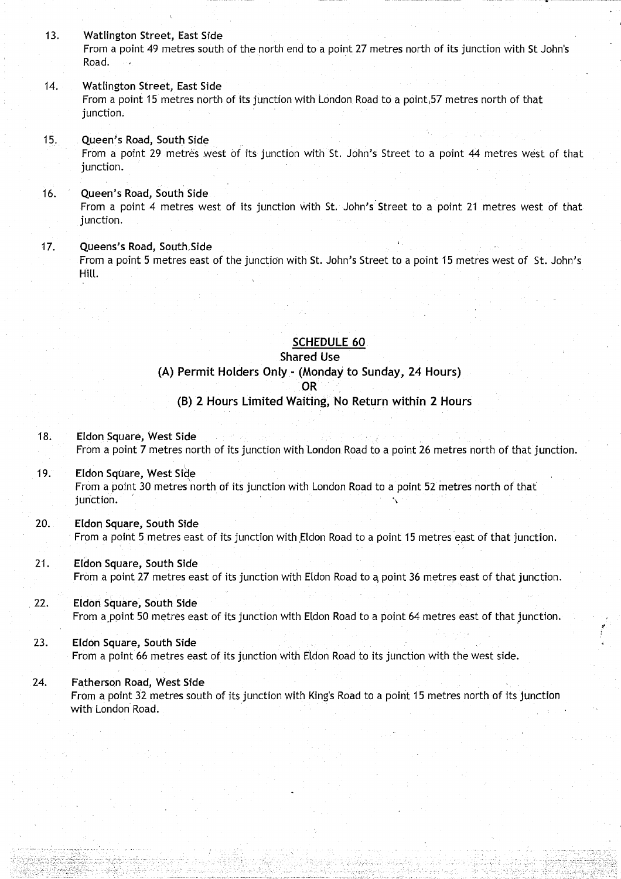13. **Watlington Street, East Side**
    From a point 49 metres south of the north end to a point 27 metres north of its junction with St John's Road.

14. **Watlington Street, East Side**
    From a point 15 metres north of its junction with London Road to a point 57 metres north of that junction.

15. **Queen's Road, South Side**
    From a point 29 metres west of its junction with St. John's Street to a point 44 metres west of that junction.

16. **Queen's Road, South Side**
    From a point 4 metres west of its junction with St. John's Street to a point 21 metres west of that junction.

17. **Queens's Road, South Side**
    From a point 5 metres east of the junction with St. John's Street to a point 15 metres west of St. John's Hill.

## SCHEDULE 60

### Shared Use

### (A) Permit Holders Only - (Monday to Sunday, 24 Hours)

### OR

### (B) 2 Hours Limited Waiting, No Return within 2 Hours

18. **Eldon Square, West Side**
    From a point 7 metres north of its junction with London Road to a point 26 metres north of that junction.

19. **Eldon Square, West Side**
    From a point 30 metres north of its junction with London Road to a point 52 metres north of that junction.

20. **Eldon Square, South Side**
    From a point 5 metres east of its junction with Eldon Road to a point 15 metres east of that junction.

21. **Eldon Square, South Side**
    From a point 27 metres east of its junction with Eldon Road to a point 36 metres east of that junction.

22. **Eldon Square, South Side**
    From a point 50 metres east of its junction with Eldon Road to a point 64 metres east of that junction.

23. **Eldon Square, South Side**
    From a point 66 metres east of its junction with Eldon Road to its junction with the west side.

24. **Fatherson Road, West Side**
    From a point 32 metres south of its junction with King's Road to a point 15 metres north of its junction with London Road.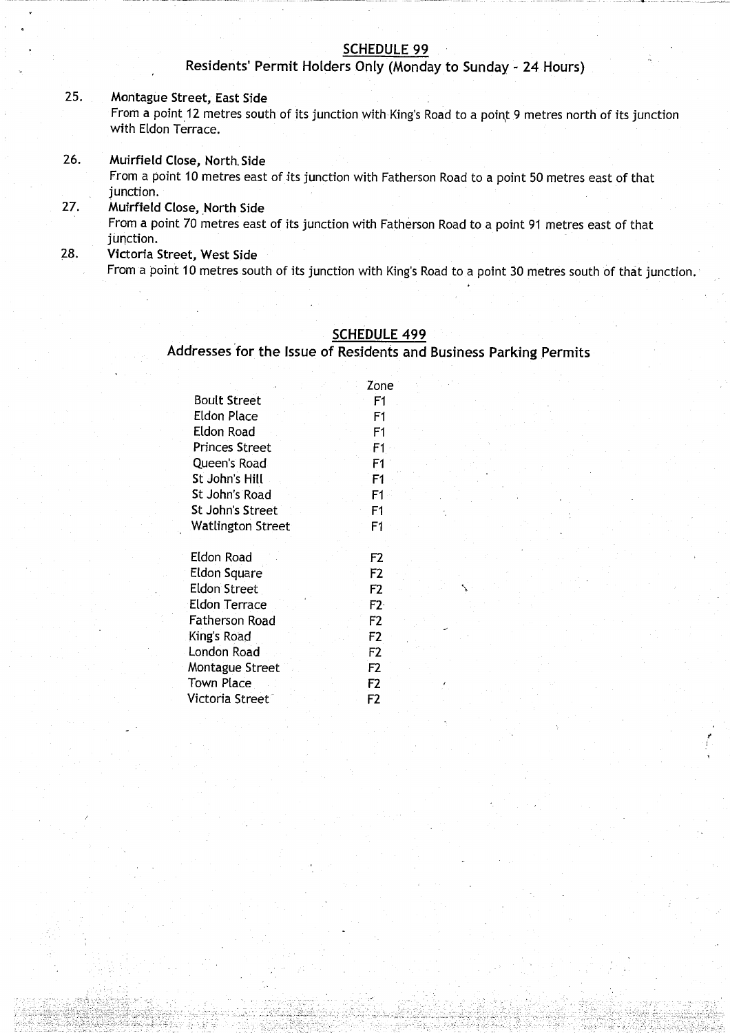## SCHEDULE 99

### Residents' Permit Holders Only (Monday to Sunday - 24 Hours)

25. **Montague Street, East Side**
    From a point 12 metres south of its junction with King's Road to a point 9 metres north of its junction with Eldon Terrace.

26. **Muirfield Close, North Side**
    From a point 10 metres east of its junction with Fatherson Road to a point 50 metres east of that junction.

27. **Muirfield Close, North Side**
    From a point 70 metres east of its junction with Fatherson Road to a point 91 metres east of that junction.

28. **Victoria Street, West Side**
    From a point 10 metres south of its junction with King's Road to a point 30 metres south of that junction.

## SCHEDULE 499

### Addresses for the Issue of Residents and Business Parking Permits

| | Zone |
|---|---|
| Boult Street | F1 |
| Eldon Place | F1 |
| Eldon Road | F1 |
| Princes Street | F1 |
| Queen's Road | F1 |
| St John's Hill | F1 |
| St John's Road | F1 |
| St John's Street | F1 |
| Watlington Street | F1 |
| | |
| Eldon Road | F2 |
| Eldon Square | F2 |
| Eldon Street | F2 |
| Eldon Terrace | F2 |
| Fatherson Road | F2 |
| King's Road | F2 |
| London Road | F2 |
| Montague Street | F2 |
| Town Place | F2 |
| Victoria Street | F2 |